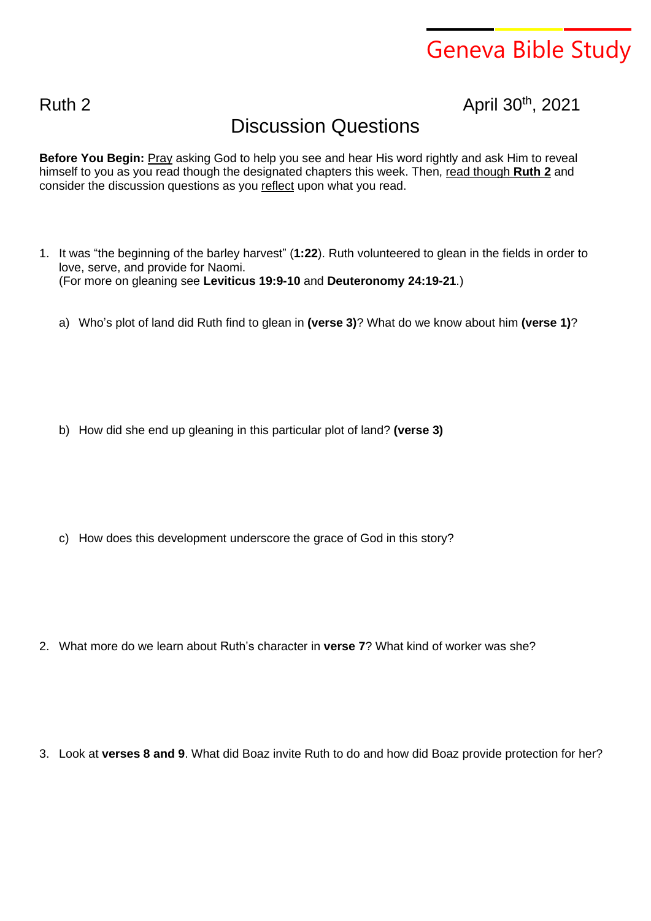# Geneva Bible Study

Ruth 2 April 30th, 2021

## Discussion Questions

**Before You Begin:** Pray asking God to help you see and hear His word rightly and ask Him to reveal himself to you as you read though the designated chapters this week. Then, read though **Ruth 2** and consider the discussion questions as you reflect upon what you read.

1. It was "the beginning of the barley harvest" (**1:22**). Ruth volunteered to glean in the fields in order to love, serve, and provide for Naomi.
   (For more on gleaning see **Leviticus 19:9-10** and **Deuteronomy 24:19-21**.)

   a) Who's plot of land did Ruth find to glean in **(verse 3)**? What do we know about him **(verse 1)**?

   b) How did she end up gleaning in this particular plot of land? **(verse 3)**

   c) How does this development underscore the grace of God in this story?

2. What more do we learn about Ruth's character in **verse 7**? What kind of worker was she?

3. Look at **verses 8 and 9**. What did Boaz invite Ruth to do and how did Boaz provide protection for her?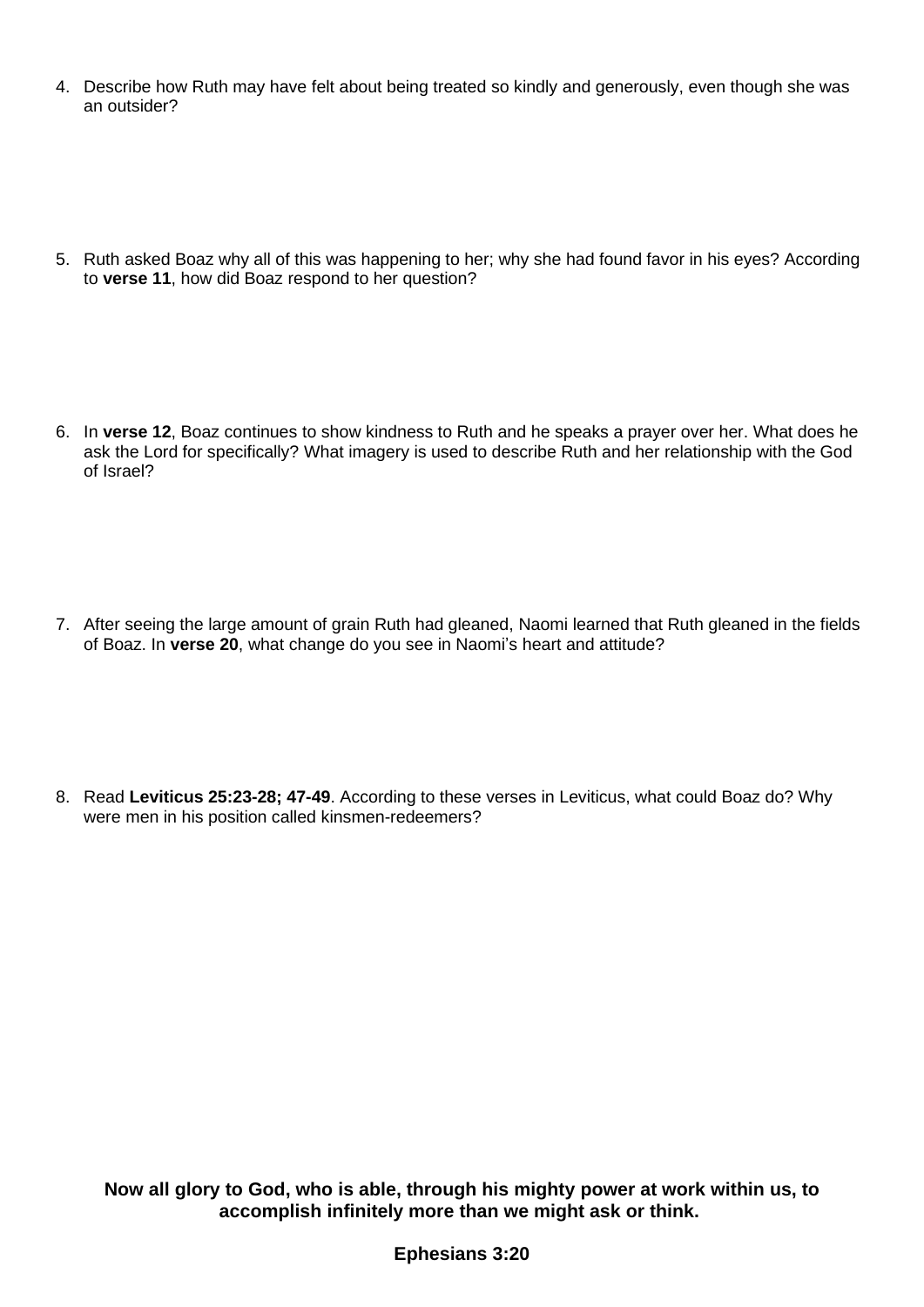4. Describe how Ruth may have felt about being treated so kindly and generously, even though she was an outsider?

5. Ruth asked Boaz why all of this was happening to her; why she had found favor in his eyes? According to **verse 11**, how did Boaz respond to her question?

6. In **verse 12**, Boaz continues to show kindness to Ruth and he speaks a prayer over her. What does he ask the Lord for specifically? What imagery is used to describe Ruth and her relationship with the God of Israel?

7. After seeing the large amount of grain Ruth had gleaned, Naomi learned that Ruth gleaned in the fields of Boaz. In **verse 20**, what change do you see in Naomi's heart and attitude?

8. Read **Leviticus 25:23-28; 47-49**. According to these verses in Leviticus, what could Boaz do? Why were men in his position called kinsmen-redeemers?

**Now all glory to God, who is able, through his mighty power at work within us, to accomplish infinitely more than we might ask or think.**

**Ephesians 3:20**